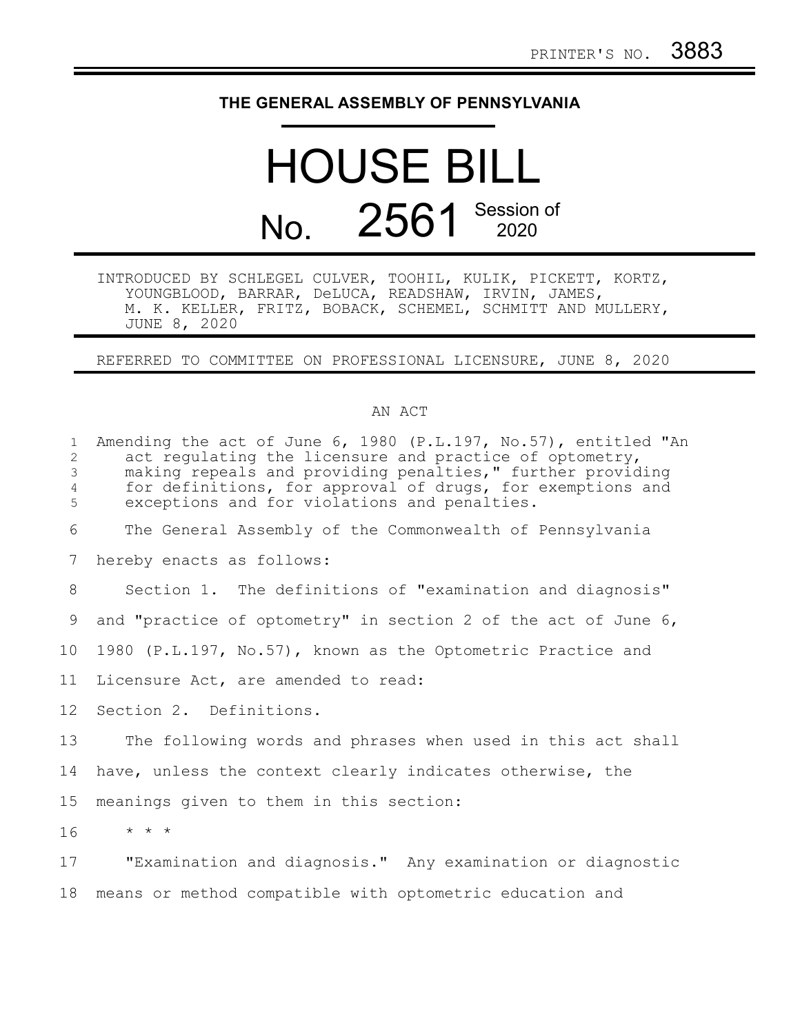PRINTER'S NO. 3883

# THE GENERAL ASSEMBLY OF PENNSYLVANIA

# HOUSE BILL

# No. 2561 Session of 2020

INTRODUCED BY SCHLEGEL CULVER, TOOHIL, KULIK, PICKETT, KORTZ, YOUNGBLOOD, BARRAR, DeLUCA, READSHAW, IRVIN, JAMES, M. K. KELLER, FRITZ, BOBACK, SCHEMEL, SCHMITT AND MULLERY, JUNE 8, 2020

REFERRED TO COMMITTEE ON PROFESSIONAL LICENSURE, JUNE 8, 2020

## AN ACT

Amending the act of June 6, 1980 (P.L.197, No.57), entitled "An act regulating the licensure and practice of optometry, making repeals and providing penalties," further providing for definitions, for approval of drugs, for exemptions and exceptions and for violations and penalties.

The General Assembly of the Commonwealth of Pennsylvania hereby enacts as follows:

Section 1. The definitions of "examination and diagnosis" and "practice of optometry" in section 2 of the act of June 6, 1980 (P.L.197, No.57), known as the Optometric Practice and Licensure Act, are amended to read:

Section 2. Definitions.

The following words and phrases when used in this act shall have, unless the context clearly indicates otherwise, the meanings given to them in this section:

\* \* \*

"Examination and diagnosis." Any examination or diagnostic means or method compatible with optometric education and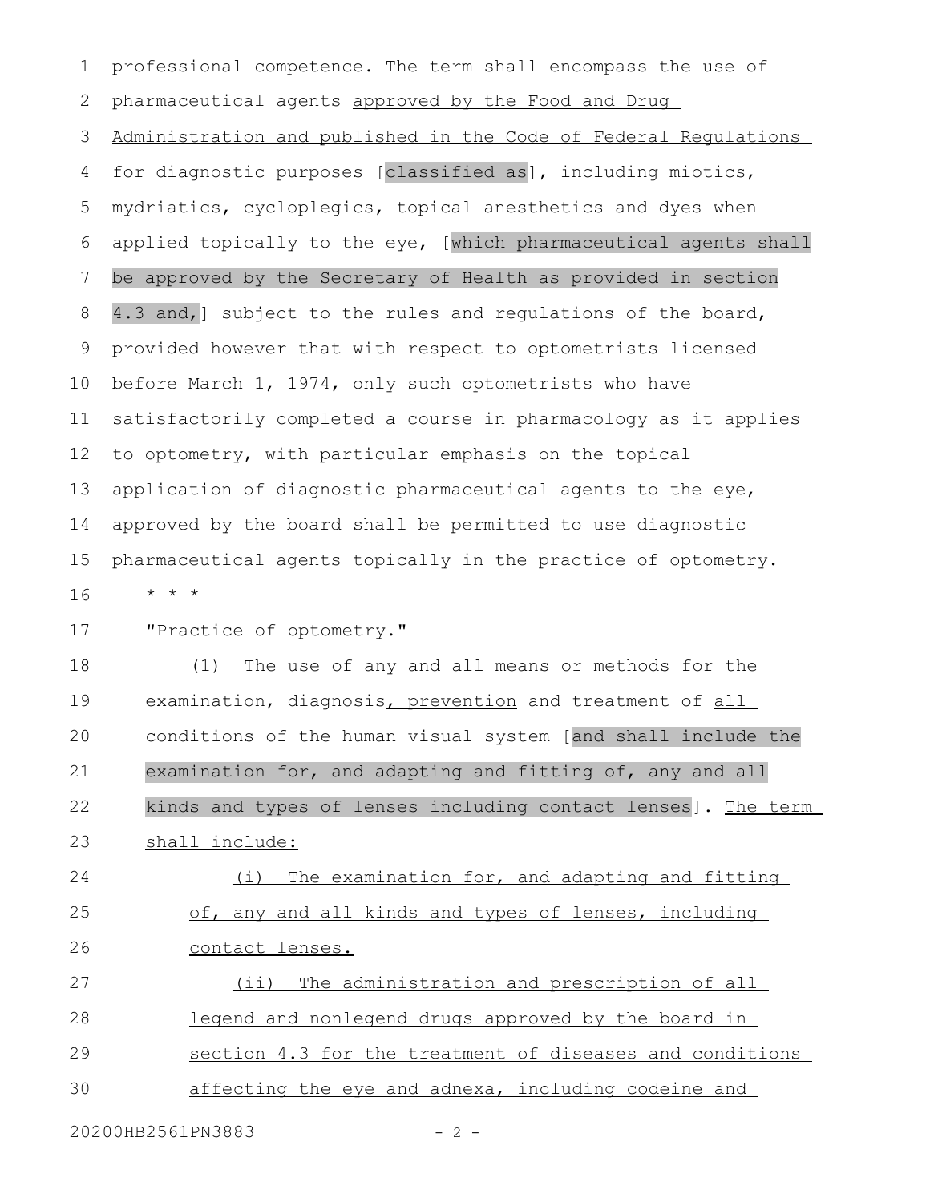professional competence. The term shall encompass the use of pharmaceutical agents approved by the Food and Drug Administration and published in the Code of Federal Regulations for diagnostic purposes [classified as], including miotics, mydriatics, cycloplegics, topical anesthetics and dyes when applied topically to the eye, [which pharmaceutical agents shall be approved by the Secretary of Health as provided in section 4.3 and,] subject to the rules and regulations of the board, provided however that with respect to optometrists licensed before March 1, 1974, only such optometrists who have satisfactorily completed a course in pharmacology as it applies to optometry, with particular emphasis on the topical application of diagnostic pharmaceutical agents to the eye, approved by the board shall be permitted to use diagnostic pharmaceutical agents topically in the practice of optometry.

* * *

"Practice of optometry."

(1) The use of any and all means or methods for the examination, diagnosis, prevention and treatment of all conditions of the human visual system [and shall include the examination for, and adapting and fitting of, any and all kinds and types of lenses including contact lenses]. The term shall include:

(i) The examination for, and adapting and fitting of, any and all kinds and types of lenses, including contact lenses.

(ii) The administration and prescription of all legend and nonlegend drugs approved by the board in section 4.3 for the treatment of diseases and conditions affecting the eye and adnexa, including codeine and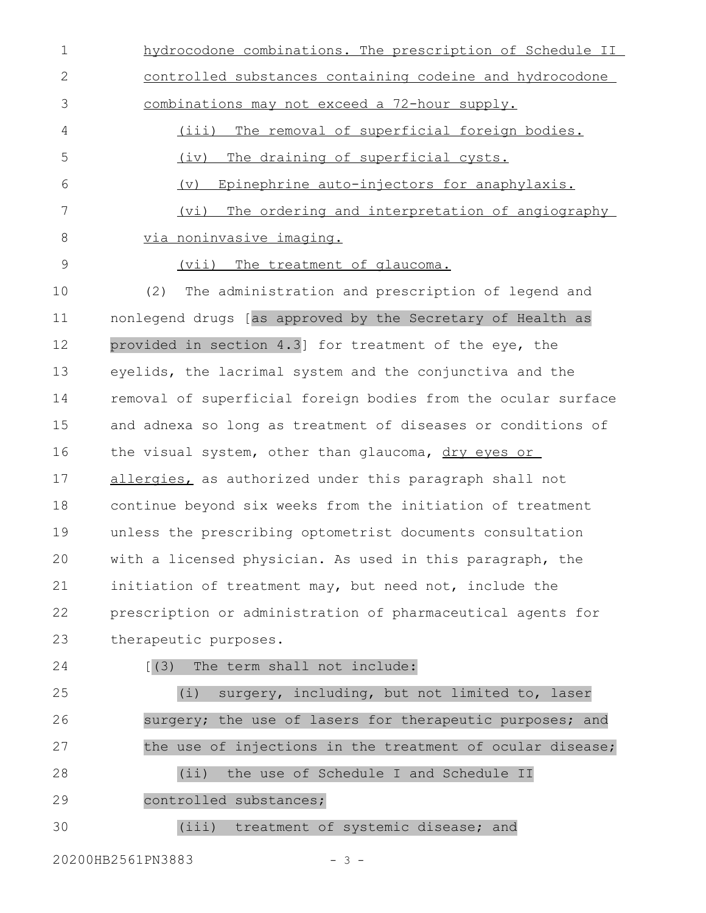hydrocodone combinations. The prescription of Schedule II controlled substances containing codeine and hydrocodone combinations may not exceed a 72-hour supply.

(iii) The removal of superficial foreign bodies.

(iv) The draining of superficial cysts.

(v) Epinephrine auto-injectors for anaphylaxis.

(vi) The ordering and interpretation of angiography via noninvasive imaging.

(vii) The treatment of glaucoma.

(2) The administration and prescription of legend and nonlegend drugs [as approved by the Secretary of Health as provided in section 4.3] for treatment of the eye, the eyelids, the lacrimal system and the conjunctiva and the removal of superficial foreign bodies from the ocular surface and adnexa so long as treatment of diseases or conditions of the visual system, other than glaucoma, dry eyes or allergies, as authorized under this paragraph shall not continue beyond six weeks from the initiation of treatment unless the prescribing optometrist documents consultation with a licensed physician. As used in this paragraph, the initiation of treatment may, but need not, include the prescription or administration of pharmaceutical agents for therapeutic purposes.

[(3) The term shall not include:

(i) surgery, including, but not limited to, laser surgery; the use of lasers for therapeutic purposes; and the use of injections in the treatment of ocular disease;

(ii) the use of Schedule I and Schedule II controlled substances;

(iii) treatment of systemic disease; and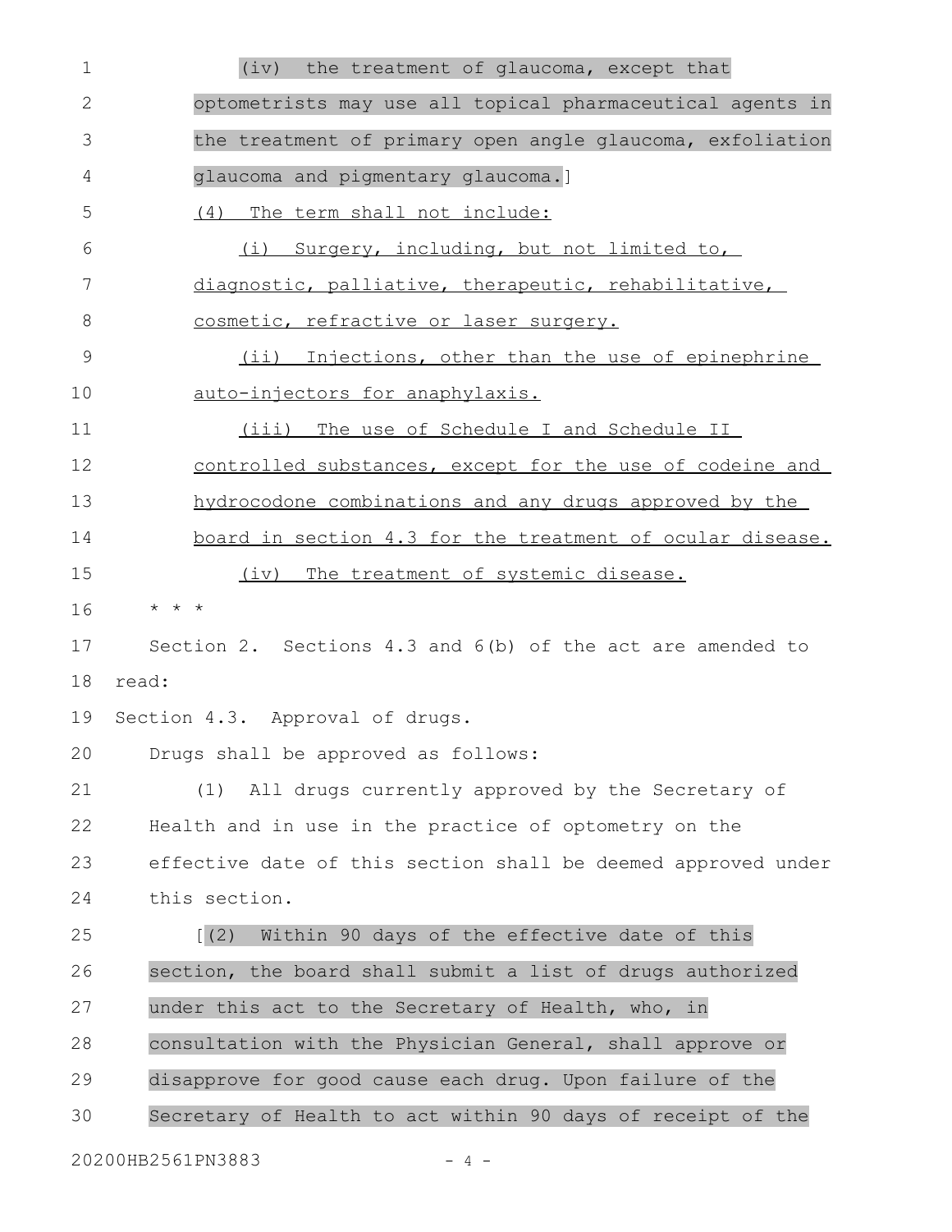(iv) the treatment of glaucoma, except that optometrists may use all topical pharmaceutical agents in the treatment of primary open angle glaucoma, exfoliation glaucoma and pigmentary glaucoma.]

(4) The term shall not include:

(i) Surgery, including, but not limited to, diagnostic, palliative, therapeutic, rehabilitative, cosmetic, refractive or laser surgery.

(ii) Injections, other than the use of epinephrine auto-injectors for anaphylaxis.

(iii) The use of Schedule I and Schedule II controlled substances, except for the use of codeine and hydrocodone combinations and any drugs approved by the board in section 4.3 for the treatment of ocular disease.

(iv) The treatment of systemic disease.

* * *

Section 2. Sections 4.3 and 6(b) of the act are amended to read:

Section 4.3. Approval of drugs.

Drugs shall be approved as follows:

(1) All drugs currently approved by the Secretary of Health and in use in the practice of optometry on the effective date of this section shall be deemed approved under this section.

[(2) Within 90 days of the effective date of this section, the board shall submit a list of drugs authorized under this act to the Secretary of Health, who, in consultation with the Physician General, shall approve or disapprove for good cause each drug. Upon failure of the Secretary of Health to act within 90 days of receipt of the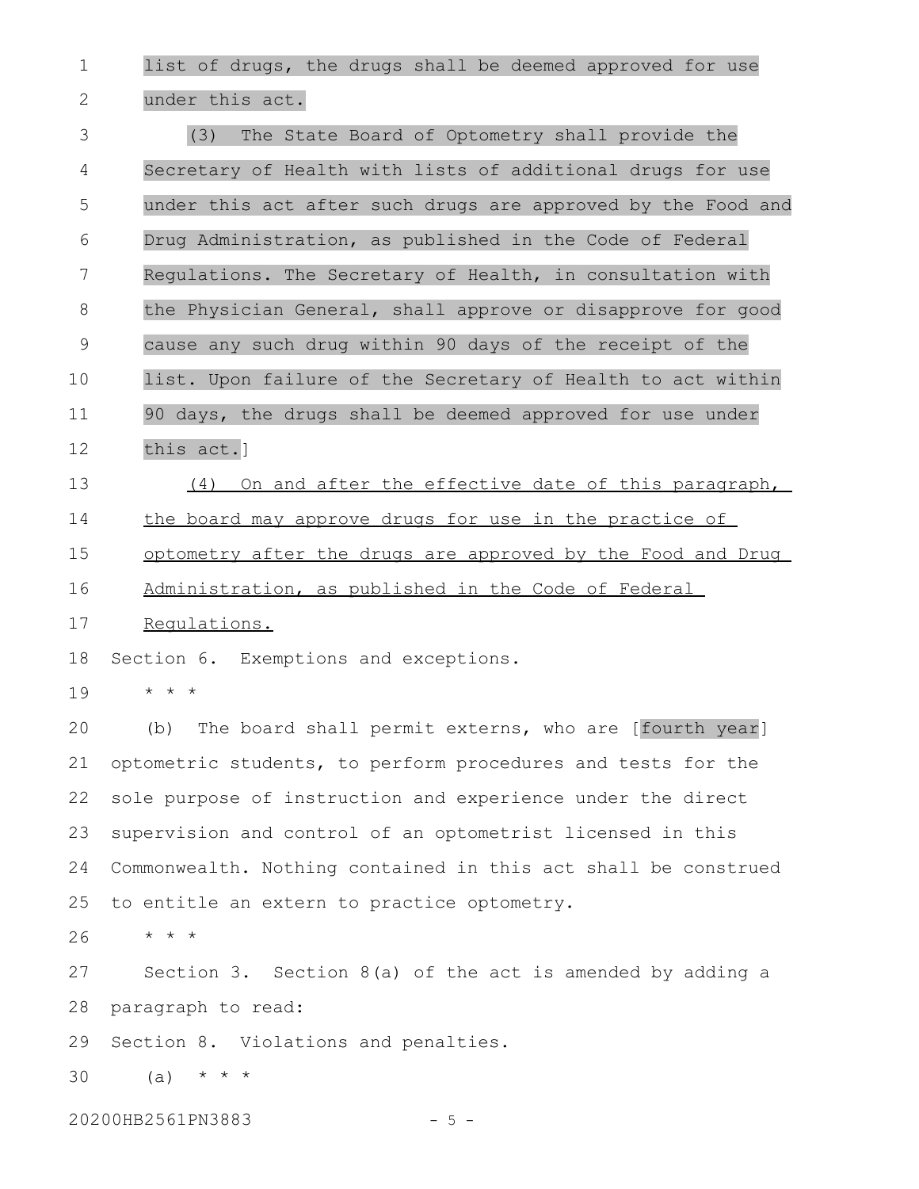list of drugs, the drugs shall be deemed approved for use under this act.

(3) The State Board of Optometry shall provide the Secretary of Health with lists of additional drugs for use under this act after such drugs are approved by the Food and Drug Administration, as published in the Code of Federal Regulations. The Secretary of Health, in consultation with the Physician General, shall approve or disapprove for good cause any such drug within 90 days of the receipt of the list. Upon failure of the Secretary of Health to act within 90 days, the drugs shall be deemed approved for use under this act.]

(4) On and after the effective date of this paragraph, the board may approve drugs for use in the practice of optometry after the drugs are approved by the Food and Drug Administration, as published in the Code of Federal Regulations.

Section 6. Exemptions and exceptions.

* * *

(b) The board shall permit externs, who are [fourth year] optometric students, to perform procedures and tests for the sole purpose of instruction and experience under the direct supervision and control of an optometrist licensed in this Commonwealth. Nothing contained in this act shall be construed to entitle an extern to practice optometry.

* * *

Section 3. Section 8(a) of the act is amended by adding a paragraph to read:

Section 8. Violations and penalties.

(a) * * *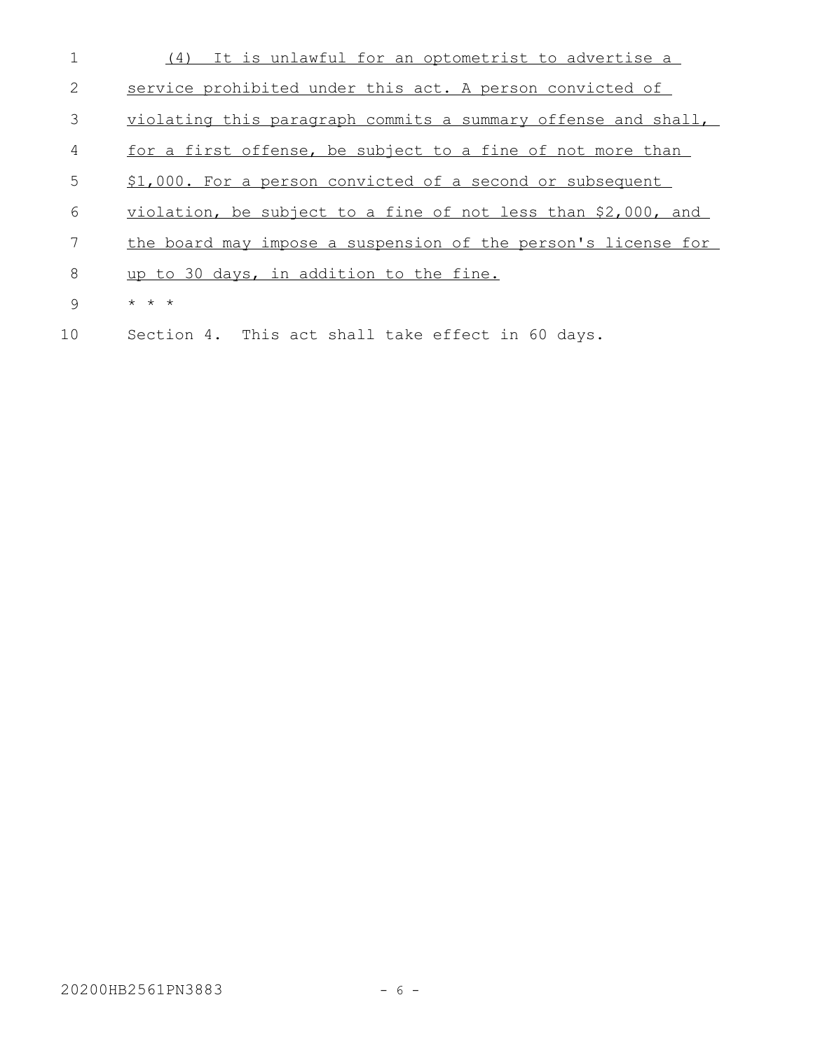(4) It is unlawful for an optometrist to advertise a service prohibited under this act. A person convicted of violating this paragraph commits a summary offense and shall, for a first offense, be subject to a fine of not more than $1,000. For a person convicted of a second or subsequent violation, be subject to a fine of not less than $2,000, and the board may impose a suspension of the person's license for up to 30 days, in addition to the fine.

* * *

Section 4. This act shall take effect in 60 days.